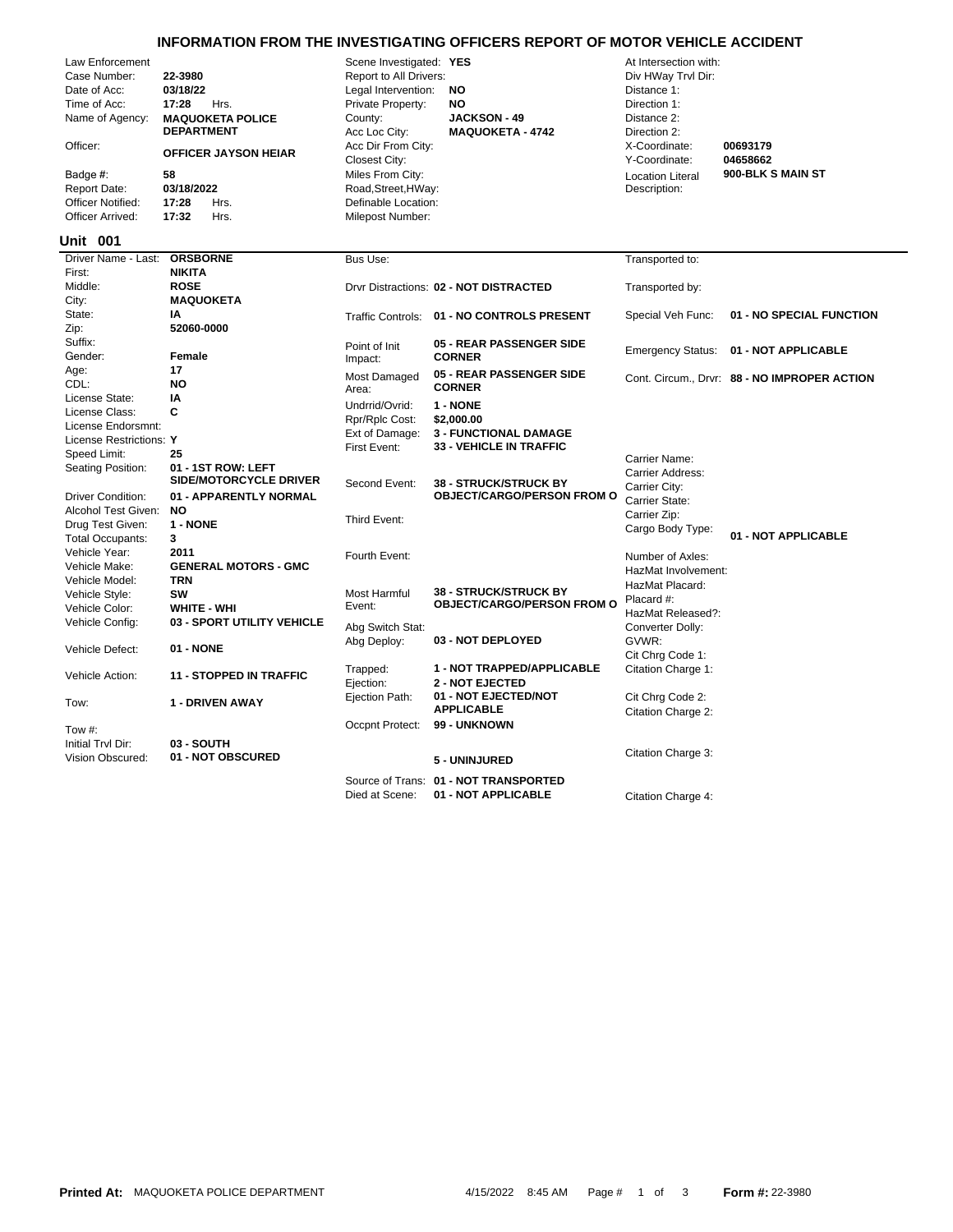# INFORMATION FROM THE INVESTIGATING OFFICERS REPORT OF MOTOR VEHICLE ACCIDENT

| Field | Value | Field | Value | Field | Value |
|---|---|---|---|---|---|
| Law Enforcement Case Number: | 22-3980 | Scene Investigated: | YES | At Intersection with: | |
| Date of Acc: | 03/18/22 | Report to All Drivers: | | Div HWay Trvl Dir: | |
| Time of Acc: | 17:28 Hrs. | Legal Intervention: | NO | Distance 1: | |
| Name of Agency: | MAQUOKETA POLICE DEPARTMENT | Private Property: | NO | Direction 1: | |
| | | County: | JACKSON - 49 | Distance 2: | |
| | | Acc Loc City: | MAQUOKETA - 4742 | Direction 2: | |
| Officer: | OFFICER JAYSON HEIAR | Acc Dir From City: | | X-Coordinate: | 00693179 |
| | | Closest City: | | Y-Coordinate: | 04658662 |
| Badge #: | 58 | Miles From City: | | Location Literal Description: | 900-BLK S MAIN ST |
| Report Date: | 03/18/2022 | Road,Street,HWay: | | | |
| Officer Notified: | 17:28 Hrs. | Definable Location: | | | |
| Officer Arrived: | 17:32 Hrs. | Milepost Number: | | | |

## Unit 001

| Field | Value | Field | Value | Field | Value |
|---|---|---|---|---|---|
| Driver Name - Last: | ORSBORNE | Bus Use: | | Transported to: | |
| First: | NIKITA | | | | |
| Middle: | ROSE | Drvr Distractions: | 02 - NOT DISTRACTED | Transported by: | |
| City: | MAQUOKETA | | | | |
| State: | IA | Traffic Controls: | 01 - NO CONTROLS PRESENT | Special Veh Func: | 01 - NO SPECIAL FUNCTION |
| Zip: | 52060-0000 | | | | |
| Suffix: | | Point of Init Impact: | 05 - REAR PASSENGER SIDE CORNER | Emergency Status: | 01 - NOT APPLICABLE |
| Gender: | Female | | | | |
| Age: | 17 | Most Damaged Area: | 05 - REAR PASSENGER SIDE CORNER | Cont. Circum., Drvr: | 88 - NO IMPROPER ACTION |
| CDL: | NO | | | | |
| License State: | IA | Undrrid/Ovrid: | 1 - NONE | | |
| License Class: | C | Rpr/Rplc Cost: | $2,000.00 | | |
| License Endorsmnt: | | Ext of Damage: | 3 - FUNCTIONAL DAMAGE | | |
| License Restrictions: | Y | First Event: | 33 - VEHICLE IN TRAFFIC | | |
| Speed Limit: | 25 | | | Carrier Name: | |
| Seating Position: | 01 - 1ST ROW: LEFT SIDE/MOTORCYCLE DRIVER | Second Event: | 38 - STRUCK/STRUCK BY OBJECT/CARGO/PERSON FROM O | Carrier Address: | |
| | | | | Carrier City: | |
| Driver Condition: | 01 - APPARENTLY NORMAL | | | Carrier State: | |
| Alcohol Test Given: | NO | Third Event: | | Carrier Zip: | |
| Drug Test Given: | 1 - NONE | | | Cargo Body Type: | 01 - NOT APPLICABLE |
| Total Occupants: | 3 | | | | |
| Vehicle Year: | 2011 | Fourth Event: | | Number of Axles: | |
| Vehicle Make: | GENERAL MOTORS - GMC | | | HazMat Involvement: | |
| Vehicle Model: | TRN | | | HazMat Placard: | |
| Vehicle Style: | SW | Most Harmful Event: | 38 - STRUCK/STRUCK BY OBJECT/CARGO/PERSON FROM O | Placard #: | |
| Vehicle Color: | WHITE - WHI | | | HazMat Released?: | |
| Vehicle Config: | 03 - SPORT UTILITY VEHICLE | Abg Switch Stat: | | Converter Dolly: | |
| Vehicle Defect: | 01 - NONE | Abg Deploy: | 03 - NOT DEPLOYED | GVWR: | |
| | | | | Cit Chrg Code 1: | |
| Vehicle Action: | 11 - STOPPED IN TRAFFIC | Trapped: | 1 - NOT TRAPPED/APPLICABLE | Citation Charge 1: | |
| | | Ejection: | 2 - NOT EJECTED | | |
| Tow: | 1 - DRIVEN AWAY | Ejection Path: | 01 - NOT EJECTED/NOT APPLICABLE | Cit Chrg Code 2: | |
| | | | | Citation Charge 2: | |
| Tow #: | | Occpnt Protect: | 99 - UNKNOWN | | |
| Initial Trvl Dir: | 03 - SOUTH | | | | |
| Vision Obscured: | 01 - NOT OBSCURED | | 5 - UNINJURED | Citation Charge 3: | |
| | | Source of Trans: | 01 - NOT TRANSPORTED | | |
| | | Died at Scene: | 01 - NOT APPLICABLE | Citation Charge 4: | |

**Printed At:** MAQUOKETA POLICE DEPARTMENT 4/15/2022 8:45 AM **Form #:** 22-3980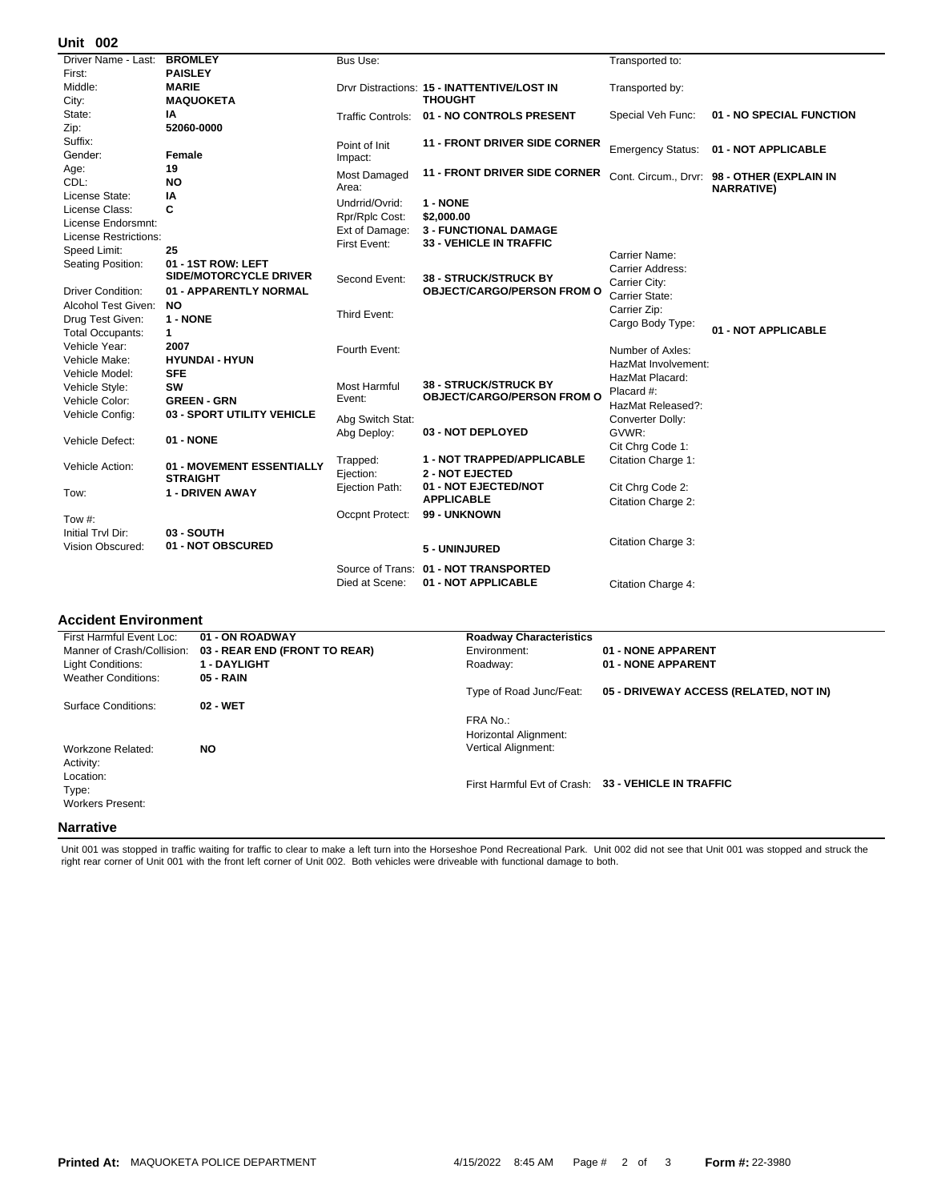## Unit 002

| Field | Value |
|---|---|
| Driver Name - Last: | **BROMLEY** |
| First: | **PAISLEY** |
| Middle: | **MARIE** |
| City: | **MAQUOKETA** |
| State: | **IA** |
| Zip: | **52060-0000** |
| Suffix: | |
| Gender: | **Female** |
| Age: | **19** |
| CDL: | **NO** |
| License State: | **IA** |
| License Class: | **C** |
| License Endorsmnt: | |
| License Restrictions: | |
| Speed Limit: | **25** |
| Seating Position: | **01 - 1ST ROW: LEFT SIDE/MOTORCYCLE DRIVER** |
| Driver Condition: | **01 - APPARENTLY NORMAL** |
| Alcohol Test Given: | **NO** |
| Drug Test Given: | **1 - NONE** |
| Total Occupants: | **1** |
| Vehicle Year: | **2007** |
| Vehicle Make: | **HYUNDAI - HYUN** |
| Vehicle Model: | **SFE** |
| Vehicle Style: | **SW** |
| Vehicle Color: | **GREEN - GRN** |
| Vehicle Config: | **03 - SPORT UTILITY VEHICLE** |
| Vehicle Defect: | **01 - NONE** |
| Vehicle Action: | **01 - MOVEMENT ESSENTIALLY STRAIGHT** |
| Tow: | **1 - DRIVEN AWAY** |
| Tow #: | |
| Initial Trvl Dir: | **03 - SOUTH** |
| Vision Obscured: | **01 - NOT OBSCURED** |

| Field | Value |
|---|---|
| Bus Use: | |
| Drvr Distractions: | **15 - INATTENTIVE/LOST IN THOUGHT** |
| Traffic Controls: | **01 - NO CONTROLS PRESENT** |
| Point of Init Impact: | **11 - FRONT DRIVER SIDE CORNER** |
| Most Damaged Area: | **11 - FRONT DRIVER SIDE CORNER** |
| Undrrid/Ovrid: | **1 - NONE** |
| Rpr/Rplc Cost: | **$2,000.00** |
| Ext of Damage: | **3 - FUNCTIONAL DAMAGE** |
| First Event: | **33 - VEHICLE IN TRAFFIC** |
| Second Event: | **38 - STRUCK/STRUCK BY OBJECT/CARGO/PERSON FROM O** |
| Third Event: | |
| Fourth Event: | |
| Most Harmful Event: | **38 - STRUCK/STRUCK BY OBJECT/CARGO/PERSON FROM O** |
| Abg Switch Stat: | |
| Abg Deploy: | **03 - NOT DEPLOYED** |
| Trapped: | **1 - NOT TRAPPED/APPLICABLE** |
| Ejection: | **2 - NOT EJECTED** |
| Ejection Path: | **01 - NOT EJECTED/NOT APPLICABLE** |
| Occpnt Protect: | **99 - UNKNOWN** |
| | **5 - UNINJURED** |
| Source of Trans: | **01 - NOT TRANSPORTED** |
| Died at Scene: | **01 - NOT APPLICABLE** |

| Field | Value |
|---|---|
| Transported to: | |
| Transported by: | |
| Special Veh Func: | **01 - NO SPECIAL FUNCTION** |
| Emergency Status: | **01 - NOT APPLICABLE** |
| Cont. Circum., Drvr: | **98 - OTHER (EXPLAIN IN NARRATIVE)** |
| Carrier Name: | |
| Carrier Address: | |
| Carrier City: | |
| Carrier State: | |
| Carrier Zip: | |
| Cargo Body Type: | **01 - NOT APPLICABLE** |
| Number of Axles: | |
| HazMat Involvement: | |
| HazMat Placard: | |
| Placard #: | |
| HazMat Released?: | |
| Converter Dolly: | |
| GVWR: | |
| Cit Chrg Code 1: | |
| Citation Charge 1: | |
| Cit Chrg Code 2: | |
| Citation Charge 2: | |
| Citation Charge 3: | |
| Citation Charge 4: | |

## Accident Environment

| Field | Value |
|---|---|
| First Harmful Event Loc: | **01 - ON ROADWAY** |
| Manner of Crash/Collision: | **03 - REAR END (FRONT TO REAR)** |
| Light Conditions: | **1 - DAYLIGHT** |
| Weather Conditions: | **05 - RAIN** |
| Surface Conditions: | **02 - WET** |
| Workzone Related: | **NO** |
| Activity: | |
| Location: | |
| Type: | |
| Workers Present: | |

| **Roadway Characteristics** | |
|---|---|
| Environment: | **01 - NONE APPARENT** |
| Roadway: | **01 - NONE APPARENT** |
| Type of Road Junc/Feat: | **05 - DRIVEWAY ACCESS (RELATED, NOT IN)** |
| FRA No.: | |
| Horizontal Alignment: | |
| Vertical Alignment: | |
| First Harmful Evt of Crash: | **33 - VEHICLE IN TRAFFIC** |

## Narrative

Unit 001 was stopped in traffic waiting for traffic to clear to make a left turn into the Horseshoe Pond Recreational Park. Unit 002 did not see that Unit 001 was stopped and struck the right rear corner of Unit 001 with the front left corner of Unit 002. Both vehicles were driveable with functional damage to both.

**Printed At:** MAQUOKETA POLICE DEPARTMENT 4/15/2022 8:45 AM **Form #:** 22-3980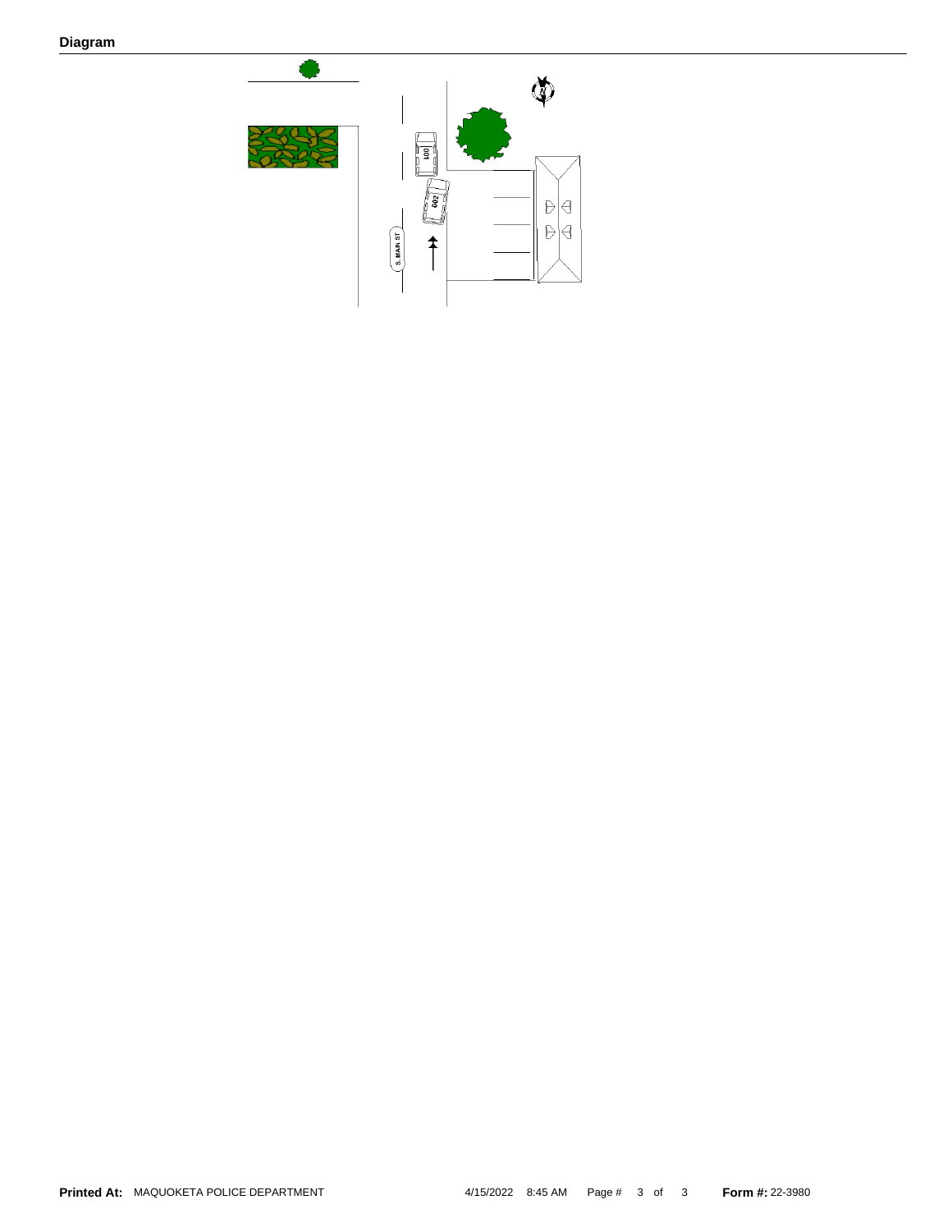## Diagram

S. MAIN ST

001

002